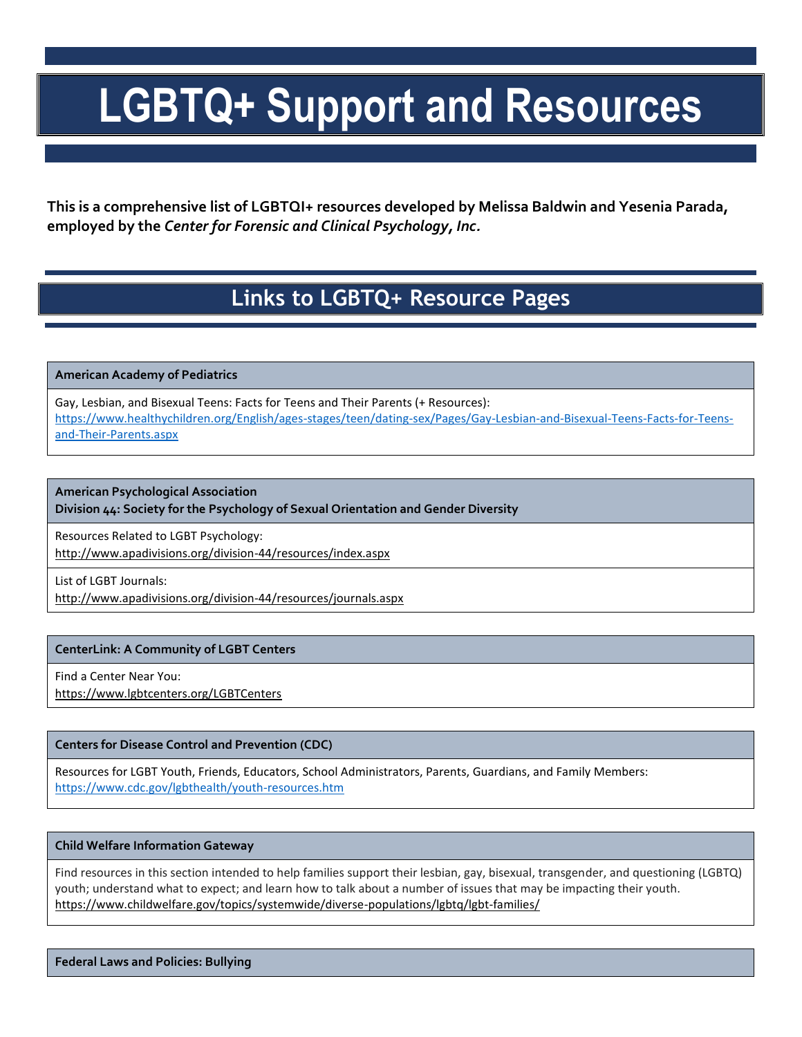# LGBTQ+ Support and Resources

**This is a comprehensive list of LGBTQI+ resources developed by Melissa Baldwin and Yesenia Parada, employed by the *Center for Forensic and Clinical Psychology, Inc.***

## Links to LGBTQ+ Resource Pages

**American Academy of Pediatrics**

Gay, Lesbian, and Bisexual Teens: Facts for Teens and Their Parents (+ Resources):
https://www.healthychildren.org/English/ages-stages/teen/dating-sex/Pages/Gay-Lesbian-and-Bisexual-Teens-Facts-for-Teens-and-Their-Parents.aspx

**American Psychological Association**
**Division 44: Society for the Psychology of Sexual Orientation and Gender Diversity**

Resources Related to LGBT Psychology:
http://www.apadivisions.org/division-44/resources/index.aspx

List of LGBT Journals:
http://www.apadivisions.org/division-44/resources/journals.aspx

**CenterLink: A Community of LGBT Centers**

Find a Center Near You:
https://www.lgbtcenters.org/LGBTCenters

**Centers for Disease Control and Prevention (CDC)**

Resources for LGBT Youth, Friends, Educators, School Administrators, Parents, Guardians, and Family Members:
https://www.cdc.gov/lgbthealth/youth-resources.htm

**Child Welfare Information Gateway**

Find resources in this section intended to help families support their lesbian, gay, bisexual, transgender, and questioning (LGBTQ) youth; understand what to expect; and learn how to talk about a number of issues that may be impacting their youth.
https://www.childwelfare.gov/topics/systemwide/diverse-populations/lgbtq/lgbt-families/

**Federal Laws and Policies: Bullying**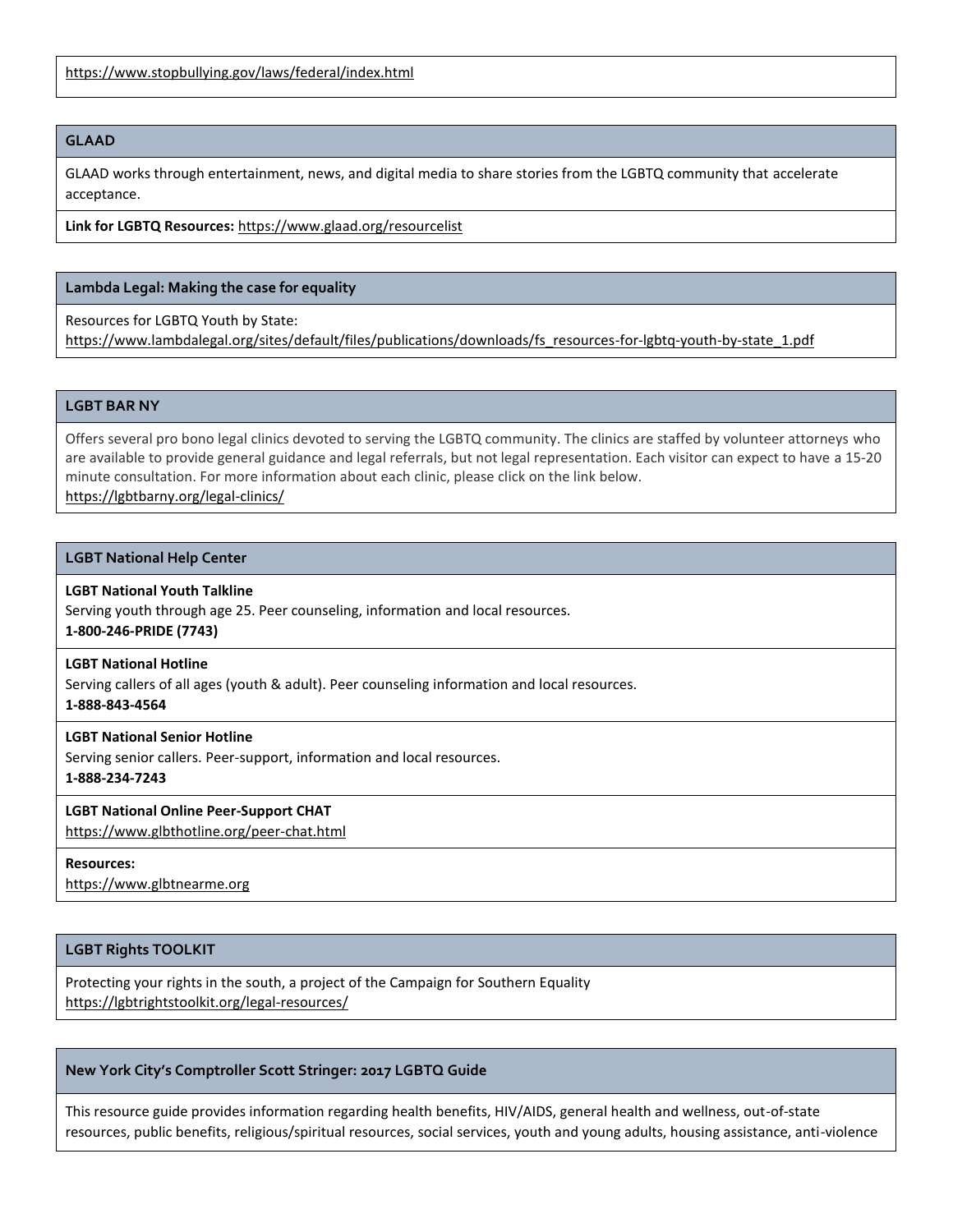https://www.stopbullying.gov/laws/federal/index.html

### GLAAD

GLAAD works through entertainment, news, and digital media to share stories from the LGBTQ community that accelerate acceptance.

**Link for LGBTQ Resources:** https://www.glaad.org/resourcelist

### Lambda Legal: Making the case for equality

Resources for LGBTQ Youth by State:
https://www.lambdalegal.org/sites/default/files/publications/downloads/fs_resources-for-lgbtq-youth-by-state_1.pdf

### LGBT BAR NY

Offers several pro bono legal clinics devoted to serving the LGBTQ community. The clinics are staffed by volunteer attorneys who are available to provide general guidance and legal referrals, but not legal representation. Each visitor can expect to have a 15-20 minute consultation. For more information about each clinic, please click on the link below.
https://lgbtbarny.org/legal-clinics/

### LGBT National Help Center

**LGBT National Youth Talkline**
Serving youth through age 25. Peer counseling, information and local resources.
**1-800-246-PRIDE (7743)**

**LGBT National Hotline**
Serving callers of all ages (youth & adult). Peer counseling information and local resources.
**1-888-843-4564**

**LGBT National Senior Hotline**
Serving senior callers. Peer-support, information and local resources.
**1-888-234-7243**

**LGBT National Online Peer-Support CHAT**
https://www.glbthotline.org/peer-chat.html

**Resources:**
https://www.glbtnearme.org

### LGBT Rights TOOLKIT

Protecting your rights in the south, a project of the Campaign for Southern Equality
https://lgbtrightstoolkit.org/legal-resources/

### New York City's Comptroller Scott Stringer: 2017 LGBTQ Guide

This resource guide provides information regarding health benefits, HIV/AIDS, general health and wellness, out-of-state resources, public benefits, religious/spiritual resources, social services, youth and young adults, housing assistance, anti-violence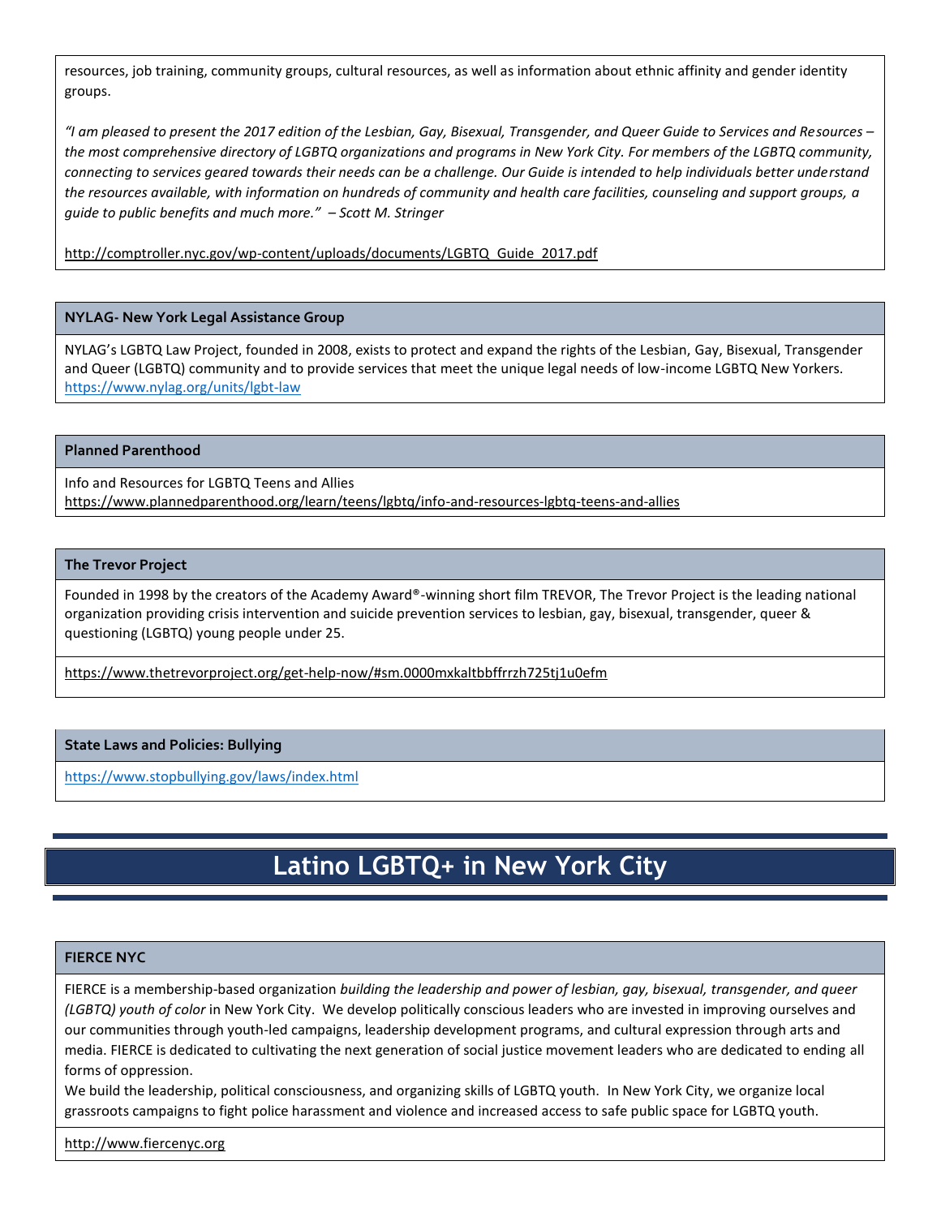resources, job training, community groups, cultural resources, as well as information about ethnic affinity and gender identity groups.

*"I am pleased to present the 2017 edition of the Lesbian, Gay, Bisexual, Transgender, and Queer Guide to Services and Resources – the most comprehensive directory of LGBTQ organizations and programs in New York City. For members of the LGBTQ community, connecting to services geared towards their needs can be a challenge. Our Guide is intended to help individuals better understand the resources available, with information on hundreds of community and health care facilities, counseling and support groups, a guide to public benefits and much more." – Scott M. Stringer*

http://comptroller.nyc.gov/wp-content/uploads/documents/LGBTQ_Guide_2017.pdf

**NYLAG- New York Legal Assistance Group**

NYLAG's LGBTQ Law Project, founded in 2008, exists to protect and expand the rights of the Lesbian, Gay, Bisexual, Transgender and Queer (LGBTQ) community and to provide services that meet the unique legal needs of low-income LGBTQ New Yorkers.
https://www.nylag.org/units/lgbt-law

**Planned Parenthood**

Info and Resources for LGBTQ Teens and Allies
https://www.plannedparenthood.org/learn/teens/lgbtq/info-and-resources-lgbtq-teens-and-allies

**The Trevor Project**

Founded in 1998 by the creators of the Academy Award®-winning short film TREVOR, The Trevor Project is the leading national organization providing crisis intervention and suicide prevention services to lesbian, gay, bisexual, transgender, queer & questioning (LGBTQ) young people under 25.

https://www.thetrevorproject.org/get-help-now/#sm.0000mxkaltbbffrrzh725tj1u0efm

**State Laws and Policies: Bullying**

https://www.stopbullying.gov/laws/index.html

# Latino LGBTQ+ in New York City

**FIERCE NYC**

FIERCE is a membership-based organization *building the leadership and power of lesbian, gay, bisexual, transgender, and queer (LGBTQ) youth of color* in New York City. We develop politically conscious leaders who are invested in improving ourselves and our communities through youth-led campaigns, leadership development programs, and cultural expression through arts and media. FIERCE is dedicated to cultivating the next generation of social justice movement leaders who are dedicated to ending all forms of oppression.
We build the leadership, political consciousness, and organizing skills of LGBTQ youth. In New York City, we organize local grassroots campaigns to fight police harassment and violence and increased access to safe public space for LGBTQ youth.

http://www.fiercenyc.org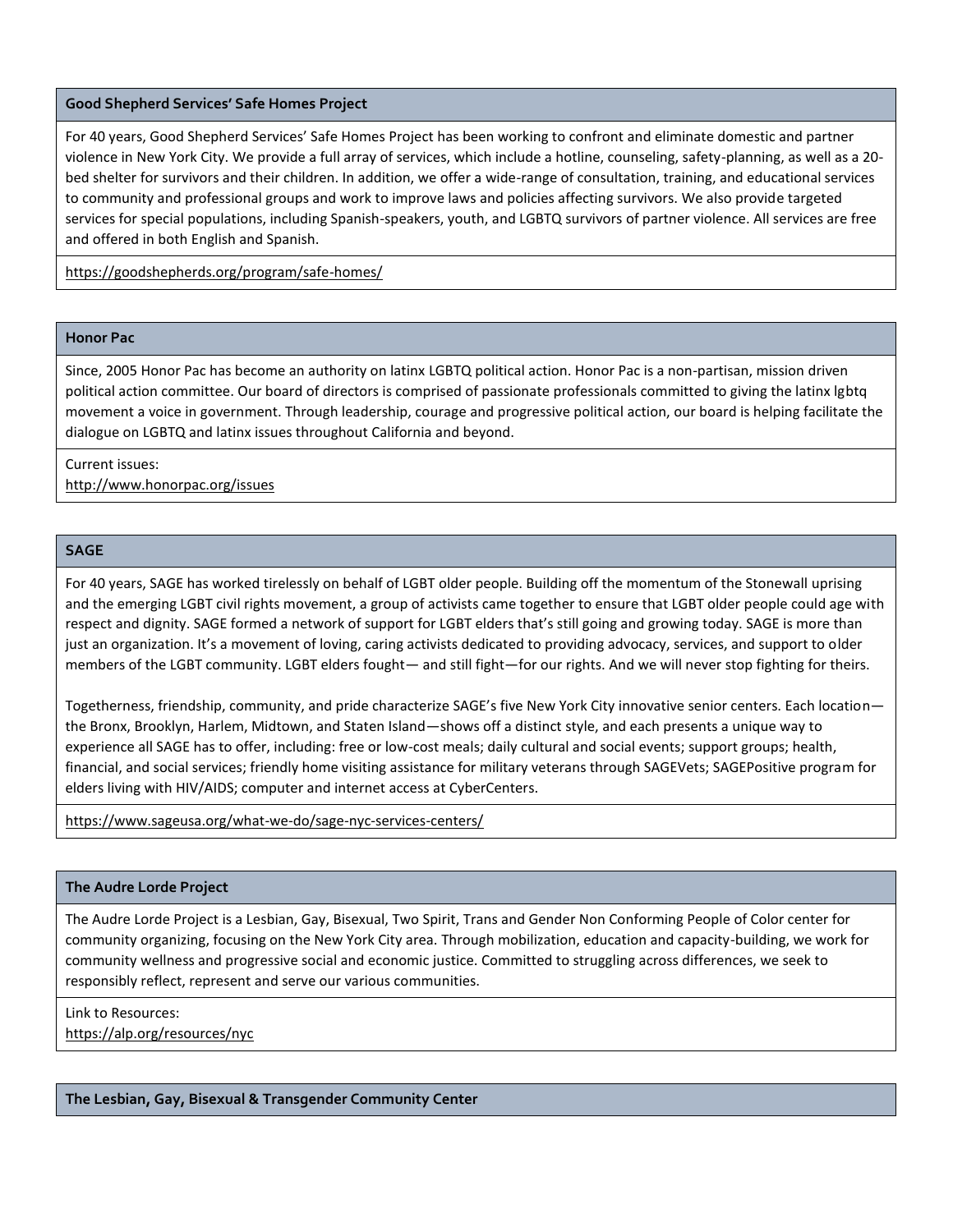### Good Shepherd Services' Safe Homes Project

For 40 years, Good Shepherd Services' Safe Homes Project has been working to confront and eliminate domestic and partner violence in New York City. We provide a full array of services, which include a hotline, counseling, safety-planning, as well as a 20-bed shelter for survivors and their children. In addition, we offer a wide-range of consultation, training, and educational services to community and professional groups and work to improve laws and policies affecting survivors. We also provide targeted services for special populations, including Spanish-speakers, youth, and LGBTQ survivors of partner violence. All services are free and offered in both English and Spanish.

https://goodshepherds.org/program/safe-homes/

### Honor Pac

Since, 2005 Honor Pac has become an authority on latinx LGBTQ political action. Honor Pac is a non-partisan, mission driven political action committee. Our board of directors is comprised of passionate professionals committed to giving the latinx lgbtq movement a voice in government. Through leadership, courage and progressive political action, our board is helping facilitate the dialogue on LGBTQ and latinx issues throughout California and beyond.

Current issues:
http://www.honorpac.org/issues

### SAGE

For 40 years, SAGE has worked tirelessly on behalf of LGBT older people. Building off the momentum of the Stonewall uprising and the emerging LGBT civil rights movement, a group of activists came together to ensure that LGBT older people could age with respect and dignity. SAGE formed a network of support for LGBT elders that's still going and growing today. SAGE is more than just an organization. It's a movement of loving, caring activists dedicated to providing advocacy, services, and support to older members of the LGBT community. LGBT elders fought— and still fight—for our rights. And we will never stop fighting for theirs.

Togetherness, friendship, community, and pride characterize SAGE's five New York City innovative senior centers. Each location—the Bronx, Brooklyn, Harlem, Midtown, and Staten Island—shows off a distinct style, and each presents a unique way to experience all SAGE has to offer, including: free or low-cost meals; daily cultural and social events; support groups; health, financial, and social services; friendly home visiting assistance for military veterans through SAGEVets; SAGEPositive program for elders living with HIV/AIDS; computer and internet access at CyberCenters.

https://www.sageusa.org/what-we-do/sage-nyc-services-centers/

### The Audre Lorde Project

The Audre Lorde Project is a Lesbian, Gay, Bisexual, Two Spirit, Trans and Gender Non Conforming People of Color center for community organizing, focusing on the New York City area. Through mobilization, education and capacity-building, we work for community wellness and progressive social and economic justice. Committed to struggling across differences, we seek to responsibly reflect, represent and serve our various communities.

Link to Resources:
https://alp.org/resources/nyc

### The Lesbian, Gay, Bisexual & Transgender Community Center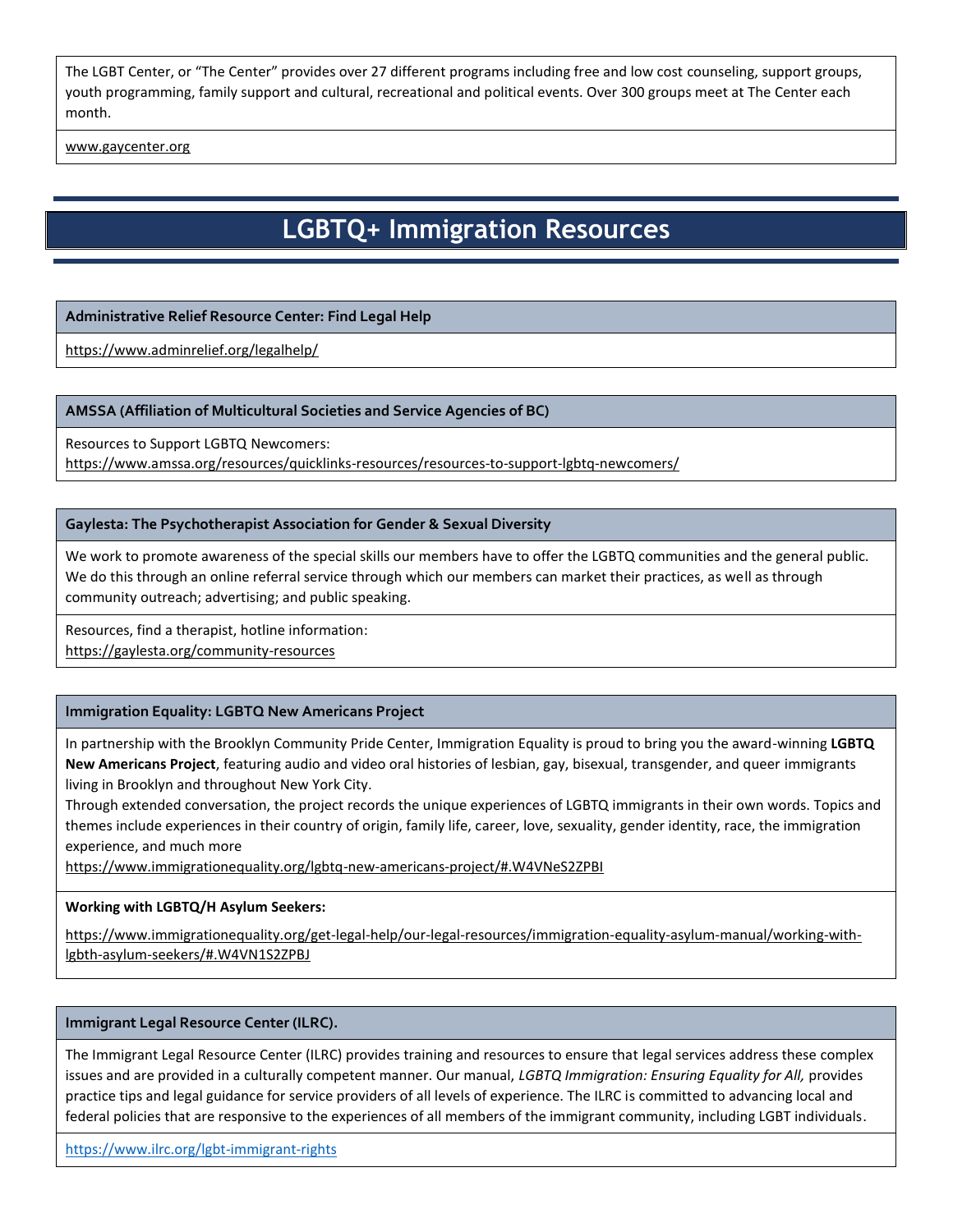The LGBT Center, or "The Center" provides over 27 different programs including free and low cost counseling, support groups, youth programming, family support and cultural, recreational and political events. Over 300 groups meet at The Center each month.

www.gaycenter.org

# LGBTQ+ Immigration Resources

**Administrative Relief Resource Center: Find Legal Help**

https://www.adminrelief.org/legalhelp/

**AMSSA (Affiliation of Multicultural Societies and Service Agencies of BC)**

Resources to Support LGBTQ Newcomers:
https://www.amssa.org/resources/quicklinks-resources/resources-to-support-lgbtq-newcomers/

**Gaylesta: The Psychotherapist Association for Gender & Sexual Diversity**

We work to promote awareness of the special skills our members have to offer the LGBTQ communities and the general public. We do this through an online referral service through which our members can market their practices, as well as through community outreach; advertising; and public speaking.

Resources, find a therapist, hotline information:
https://gaylesta.org/community-resources

**Immigration Equality: LGBTQ New Americans Project**

In partnership with the Brooklyn Community Pride Center, Immigration Equality is proud to bring you the award-winning **LGBTQ New Americans Project**, featuring audio and video oral histories of lesbian, gay, bisexual, transgender, and queer immigrants living in Brooklyn and throughout New York City.
Through extended conversation, the project records the unique experiences of LGBTQ immigrants in their own words. Topics and themes include experiences in their country of origin, family life, career, love, sexuality, gender identity, race, the immigration experience, and much more
https://www.immigrationequality.org/lgbtq-new-americans-project/#.W4VNeS2ZPBI

**Working with LGBTQ/H Asylum Seekers:**

https://www.immigrationequality.org/get-legal-help/our-legal-resources/immigration-equality-asylum-manual/working-with-lgbth-asylum-seekers/#.W4VN1S2ZPBJ

**Immigrant Legal Resource Center (ILRC).**

The Immigrant Legal Resource Center (ILRC) provides training and resources to ensure that legal services address these complex issues and are provided in a culturally competent manner. Our manual, *LGBTQ Immigration: Ensuring Equality for All,* provides practice tips and legal guidance for service providers of all levels of experience. The ILRC is committed to advancing local and federal policies that are responsive to the experiences of all members of the immigrant community, including LGBT individuals.

https://www.ilrc.org/lgbt-immigrant-rights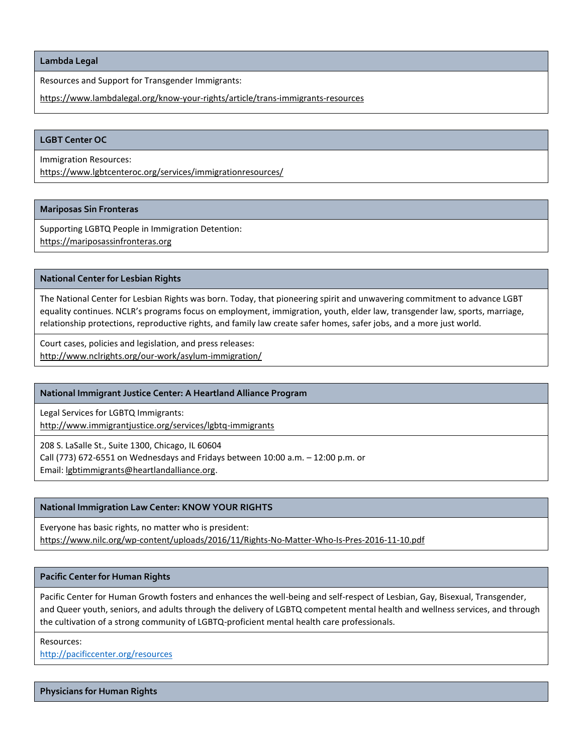### Lambda Legal

Resources and Support for Transgender Immigrants:

https://www.lambdalegal.org/know-your-rights/article/trans-immigrants-resources

### LGBT Center OC

Immigration Resources:
https://www.lgbtcenteroc.org/services/immigrationresources/

### Mariposas Sin Fronteras

Supporting LGBTQ People in Immigration Detention:
https://mariposassinfronteras.org

### National Center for Lesbian Rights

The National Center for Lesbian Rights was born. Today, that pioneering spirit and unwavering commitment to advance LGBT equality continues. NCLR's programs focus on employment, immigration, youth, elder law, transgender law, sports, marriage, relationship protections, reproductive rights, and family law create safer homes, safer jobs, and a more just world.

Court cases, policies and legislation, and press releases:
http://www.nclrights.org/our-work/asylum-immigration/

### National Immigrant Justice Center: A Heartland Alliance Program

Legal Services for LGBTQ Immigrants:
http://www.immigrantjustice.org/services/lgbtq-immigrants

208 S. LaSalle St., Suite 1300, Chicago, IL 60604
Call (773) 672-6551 on Wednesdays and Fridays between 10:00 a.m. – 12:00 p.m. or
Email: lgbtimmigrants@heartlandalliance.org.

### National Immigration Law Center: KNOW YOUR RIGHTS

Everyone has basic rights, no matter who is president:
https://www.nilc.org/wp-content/uploads/2016/11/Rights-No-Matter-Who-Is-Pres-2016-11-10.pdf

### Pacific Center for Human Rights

Pacific Center for Human Growth fosters and enhances the well-being and self-respect of Lesbian, Gay, Bisexual, Transgender, and Queer youth, seniors, and adults through the delivery of LGBTQ competent mental health and wellness services, and through the cultivation of a strong community of LGBTQ-proficient mental health care professionals.

Resources:
http://pacificcenter.org/resources

### Physicians for Human Rights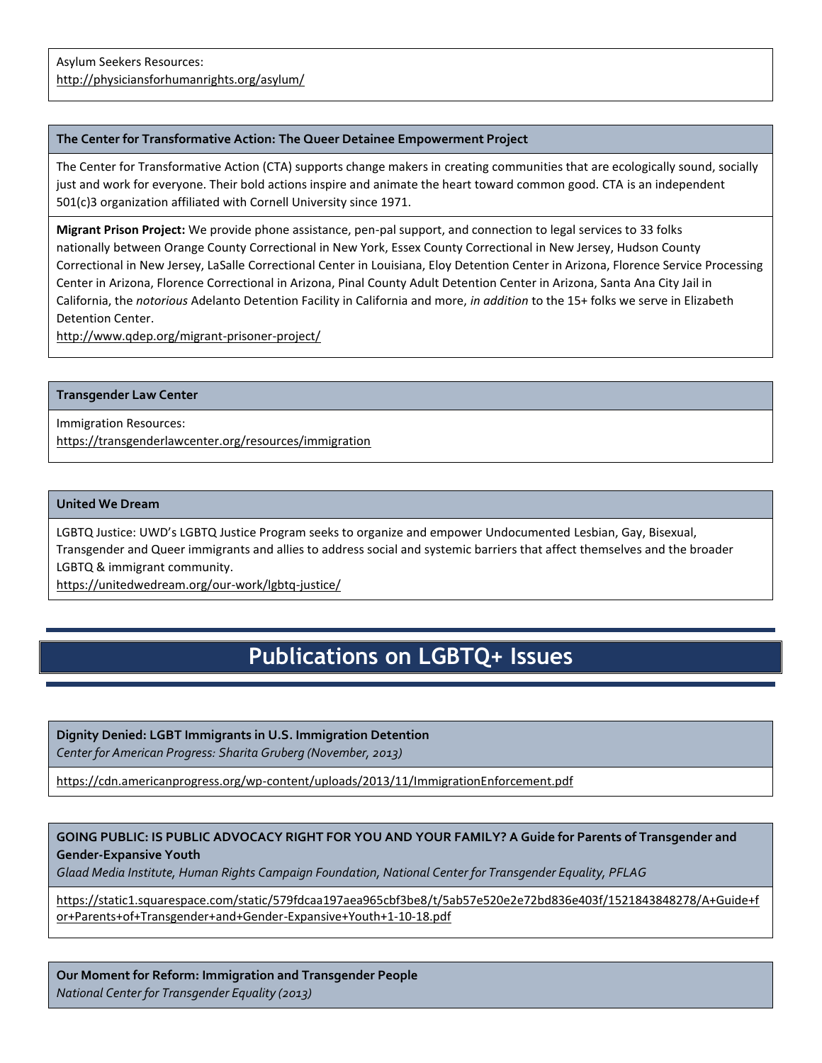Asylum Seekers Resources:
http://physiciansforhumanrights.org/asylum/

### The Center for Transformative Action: The Queer Detainee Empowerment Project

The Center for Transformative Action (CTA) supports change makers in creating communities that are ecologically sound, socially just and work for everyone. Their bold actions inspire and animate the heart toward common good. CTA is an independent 501(c)3 organization affiliated with Cornell University since 1971.

**Migrant Prison Project:** We provide phone assistance, pen-pal support, and connection to legal services to 33 folks nationally between Orange County Correctional in New York, Essex County Correctional in New Jersey, Hudson County Correctional in New Jersey, LaSalle Correctional Center in Louisiana, Eloy Detention Center in Arizona, Florence Service Processing Center in Arizona, Florence Correctional in Arizona, Pinal County Adult Detention Center in Arizona, Santa Ana City Jail in California, the *notorious* Adelanto Detention Facility in California and more, *in addition* to the 15+ folks we serve in Elizabeth Detention Center.
http://www.qdep.org/migrant-prisoner-project/

### Transgender Law Center

Immigration Resources:
https://transgenderlawcenter.org/resources/immigration

### United We Dream

LGBTQ Justice: UWD's LGBTQ Justice Program seeks to organize and empower Undocumented Lesbian, Gay, Bisexual, Transgender and Queer immigrants and allies to address social and systemic barriers that affect themselves and the broader LGBTQ & immigrant community.
https://unitedwedream.org/our-work/lgbtq-justice/

# Publications on LGBTQ+ Issues

### Dignity Denied: LGBT Immigrants in U.S. Immigration Detention

*Center for American Progress: Sharita Gruberg (November, 2013)*

https://cdn.americanprogress.org/wp-content/uploads/2013/11/ImmigrationEnforcement.pdf

### GOING PUBLIC: IS PUBLIC ADVOCACY RIGHT FOR YOU AND YOUR FAMILY? A Guide for Parents of Transgender and Gender-Expansive Youth

*Glaad Media Institute, Human Rights Campaign Foundation, National Center for Transgender Equality, PFLAG*

https://static1.squarespace.com/static/579fdcaa197aea965cbf3be8/t/5ab57e520e2e72bd836e403f/1521843848278/A+Guide+for+Parents+of+Transgender+and+Gender-Expansive+Youth+1-10-18.pdf

### Our Moment for Reform: Immigration and Transgender People

*National Center for Transgender Equality (2013)*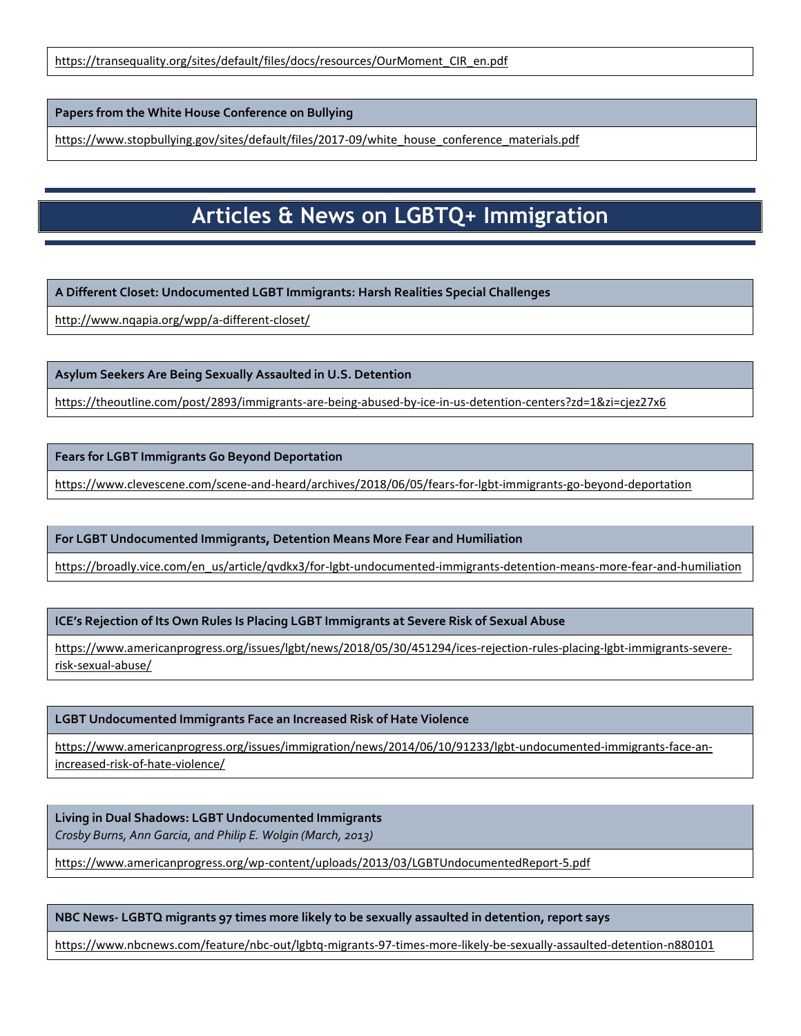https://transequality.org/sites/default/files/docs/resources/OurMoment_CIR_en.pdf

**Papers from the White House Conference on Bullying**

https://www.stopbullying.gov/sites/default/files/2017-09/white_house_conference_materials.pdf

# Articles & News on LGBTQ+ Immigration

**A Different Closet: Undocumented LGBT Immigrants: Harsh Realities Special Challenges**

http://www.nqapia.org/wpp/a-different-closet/

**Asylum Seekers Are Being Sexually Assaulted in U.S. Detention**

https://theoutline.com/post/2893/immigrants-are-being-abused-by-ice-in-us-detention-centers?zd=1&zi=cjez27x6

**Fears for LGBT Immigrants Go Beyond Deportation**

https://www.clevescene.com/scene-and-heard/archives/2018/06/05/fears-for-lgbt-immigrants-go-beyond-deportation

**For LGBT Undocumented Immigrants, Detention Means More Fear and Humiliation**

https://broadly.vice.com/en_us/article/qvdkx3/for-lgbt-undocumented-immigrants-detention-means-more-fear-and-humiliation

**ICE's Rejection of Its Own Rules Is Placing LGBT Immigrants at Severe Risk of Sexual Abuse**

https://www.americanprogress.org/issues/lgbt/news/2018/05/30/451294/ices-rejection-rules-placing-lgbt-immigrants-severe-risk-sexual-abuse/

**LGBT Undocumented Immigrants Face an Increased Risk of Hate Violence**

https://www.americanprogress.org/issues/immigration/news/2014/06/10/91233/lgbt-undocumented-immigrants-face-an-increased-risk-of-hate-violence/

**Living in Dual Shadows: LGBT Undocumented Immigrants**
*Crosby Burns, Ann Garcia, and Philip E. Wolgin (March, 2013)*

https://www.americanprogress.org/wp-content/uploads/2013/03/LGBTUndocumentedReport-5.pdf

**NBC News- LGBTQ migrants 97 times more likely to be sexually assaulted in detention, report says**

https://www.nbcnews.com/feature/nbc-out/lgbtq-migrants-97-times-more-likely-be-sexually-assaulted-detention-n880101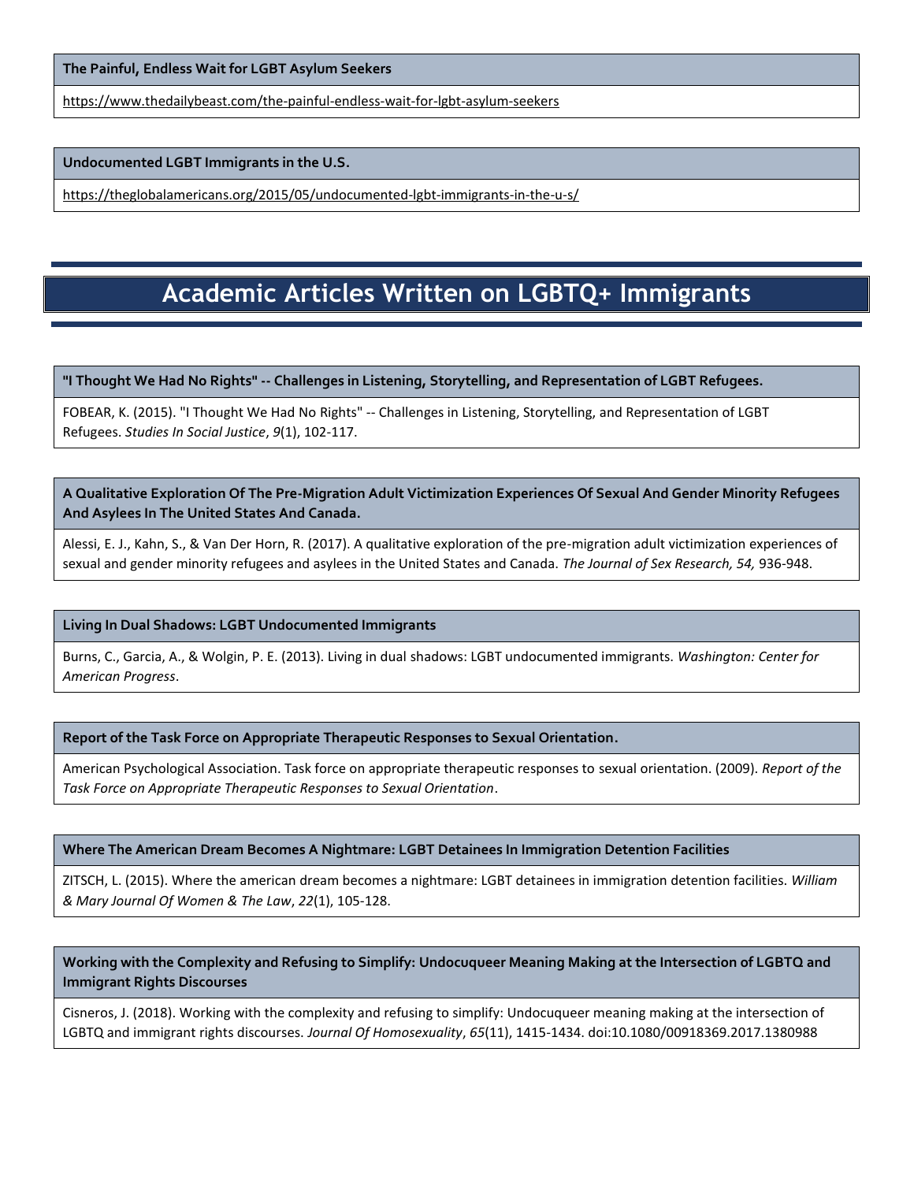**The Painful, Endless Wait for LGBT Asylum Seekers**

https://www.thedailybeast.com/the-painful-endless-wait-for-lgbt-asylum-seekers

**Undocumented LGBT Immigrants in the U.S.**

https://theglobalamericans.org/2015/05/undocumented-lgbt-immigrants-in-the-u-s/

# Academic Articles Written on LGBTQ+ Immigrants

**"I Thought We Had No Rights" -- Challenges in Listening, Storytelling, and Representation of LGBT Refugees.**

FOBEAR, K. (2015). "I Thought We Had No Rights" -- Challenges in Listening, Storytelling, and Representation of LGBT Refugees. *Studies In Social Justice*, *9*(1), 102-117.

**A Qualitative Exploration Of The Pre-Migration Adult Victimization Experiences Of Sexual And Gender Minority Refugees And Asylees In The United States And Canada.**

Alessi, E. J., Kahn, S., & Van Der Horn, R. (2017). A qualitative exploration of the pre-migration adult victimization experiences of sexual and gender minority refugees and asylees in the United States and Canada. *The Journal of Sex Research, 54,* 936-948.

**Living In Dual Shadows: LGBT Undocumented Immigrants**

Burns, C., Garcia, A., & Wolgin, P. E. (2013). Living in dual shadows: LGBT undocumented immigrants. *Washington: Center for American Progress*.

**Report of the Task Force on Appropriate Therapeutic Responses to Sexual Orientation.**

American Psychological Association. Task force on appropriate therapeutic responses to sexual orientation. (2009). *Report of the Task Force on Appropriate Therapeutic Responses to Sexual Orientation*.

**Where The American Dream Becomes A Nightmare: LGBT Detainees In Immigration Detention Facilities**

ZITSCH, L. (2015). Where the american dream becomes a nightmare: LGBT detainees in immigration detention facilities. *William & Mary Journal Of Women & The Law*, *22*(1), 105-128.

**Working with the Complexity and Refusing to Simplify: Undocuqueer Meaning Making at the Intersection of LGBTQ and Immigrant Rights Discourses**

Cisneros, J. (2018). Working with the complexity and refusing to simplify: Undocuqueer meaning making at the intersection of LGBTQ and immigrant rights discourses. *Journal Of Homosexuality*, *65*(11), 1415-1434. doi:10.1080/00918369.2017.1380988